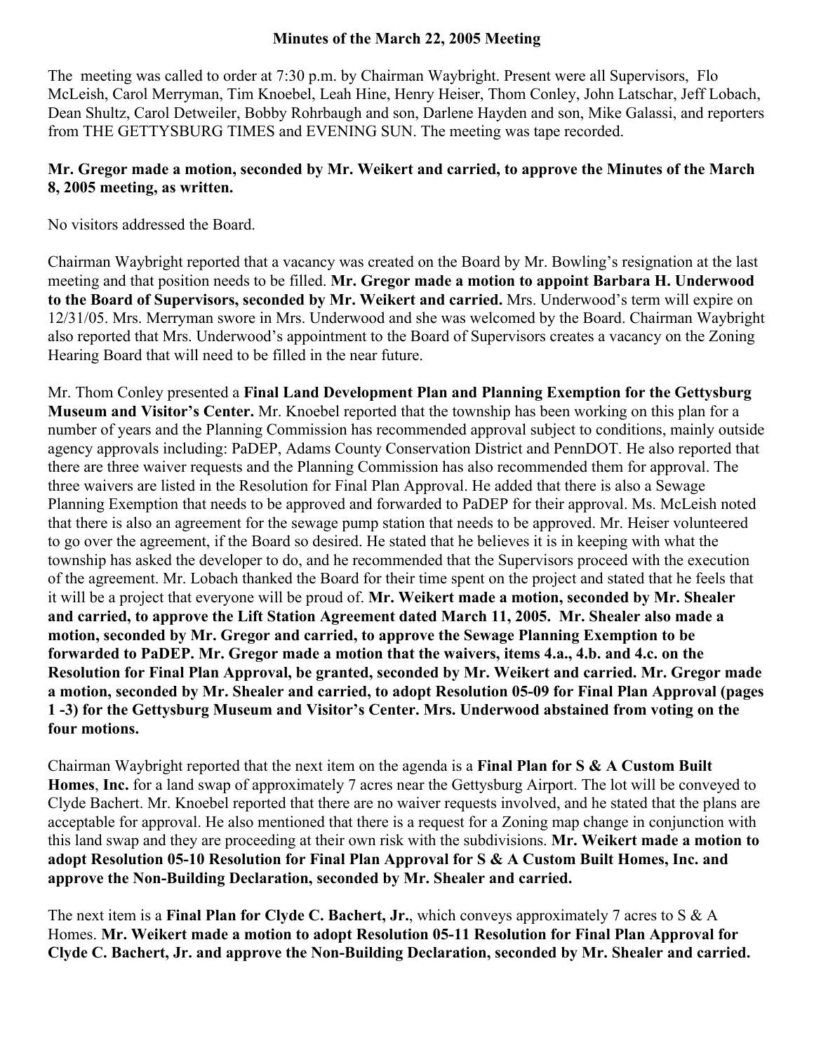# Minutes of the March 22, 2005 Meeting

The meeting was called to order at 7:30 p.m. by Chairman Waybright. Present were all Supervisors, Flo McLeish, Carol Merryman, Tim Knoebel, Leah Hine, Henry Heiser, Thom Conley, John Latschar, Jeff Lobach, Dean Shultz, Carol Detweiler, Bobby Rohrbaugh and son, Darlene Hayden and son, Mike Galassi, and reporters from THE GETTYSBURG TIMES and EVENING SUN. The meeting was tape recorded.

**Mr. Gregor made a motion, seconded by Mr. Weikert and carried, to approve the Minutes of the March 8, 2005 meeting, as written.**

No visitors addressed the Board.

Chairman Waybright reported that a vacancy was created on the Board by Mr. Bowling's resignation at the last meeting and that position needs to be filled. **Mr. Gregor made a motion to appoint Barbara H. Underwood to the Board of Supervisors, seconded by Mr. Weikert and carried.** Mrs. Underwood's term will expire on 12/31/05. Mrs. Merryman swore in Mrs. Underwood and she was welcomed by the Board. Chairman Waybright also reported that Mrs. Underwood's appointment to the Board of Supervisors creates a vacancy on the Zoning Hearing Board that will need to be filled in the near future.

Mr. Thom Conley presented a **Final Land Development Plan and Planning Exemption for the Gettysburg Museum and Visitor's Center.** Mr. Knoebel reported that the township has been working on this plan for a number of years and the Planning Commission has recommended approval subject to conditions, mainly outside agency approvals including: PaDEP, Adams County Conservation District and PennDOT. He also reported that there are three waiver requests and the Planning Commission has also recommended them for approval. The three waivers are listed in the Resolution for Final Plan Approval. He added that there is also a Sewage Planning Exemption that needs to be approved and forwarded to PaDEP for their approval. Ms. McLeish noted that there is also an agreement for the sewage pump station that needs to be approved. Mr. Heiser volunteered to go over the agreement, if the Board so desired. He stated that he believes it is in keeping with what the township has asked the developer to do, and he recommended that the Supervisors proceed with the execution of the agreement. Mr. Lobach thanked the Board for their time spent on the project and stated that he feels that it will be a project that everyone will be proud of. **Mr. Weikert made a motion, seconded by Mr. Shealer and carried, to approve the Lift Station Agreement dated March 11, 2005. Mr. Shealer also made a motion, seconded by Mr. Gregor and carried, to approve the Sewage Planning Exemption to be forwarded to PaDEP. Mr. Gregor made a motion that the waivers, items 4.a., 4.b. and 4.c. on the Resolution for Final Plan Approval, be granted, seconded by Mr. Weikert and carried. Mr. Gregor made a motion, seconded by Mr. Shealer and carried, to adopt Resolution 05-09 for Final Plan Approval (pages 1 -3) for the Gettysburg Museum and Visitor's Center. Mrs. Underwood abstained from voting on the four motions.**

Chairman Waybright reported that the next item on the agenda is a **Final Plan for S & A Custom Built Homes**, **Inc.** for a land swap of approximately 7 acres near the Gettysburg Airport. The lot will be conveyed to Clyde Bachert. Mr. Knoebel reported that there are no waiver requests involved, and he stated that the plans are acceptable for approval. He also mentioned that there is a request for a Zoning map change in conjunction with this land swap and they are proceeding at their own risk with the subdivisions. **Mr. Weikert made a motion to adopt Resolution 05-10 Resolution for Final Plan Approval for S & A Custom Built Homes, Inc. and approve the Non-Building Declaration, seconded by Mr. Shealer and carried.**

The next item is a **Final Plan for Clyde C. Bachert, Jr.**, which conveys approximately 7 acres to S & A Homes. **Mr. Weikert made a motion to adopt Resolution 05-11 Resolution for Final Plan Approval for Clyde C. Bachert, Jr. and approve the Non-Building Declaration, seconded by Mr. Shealer and carried.**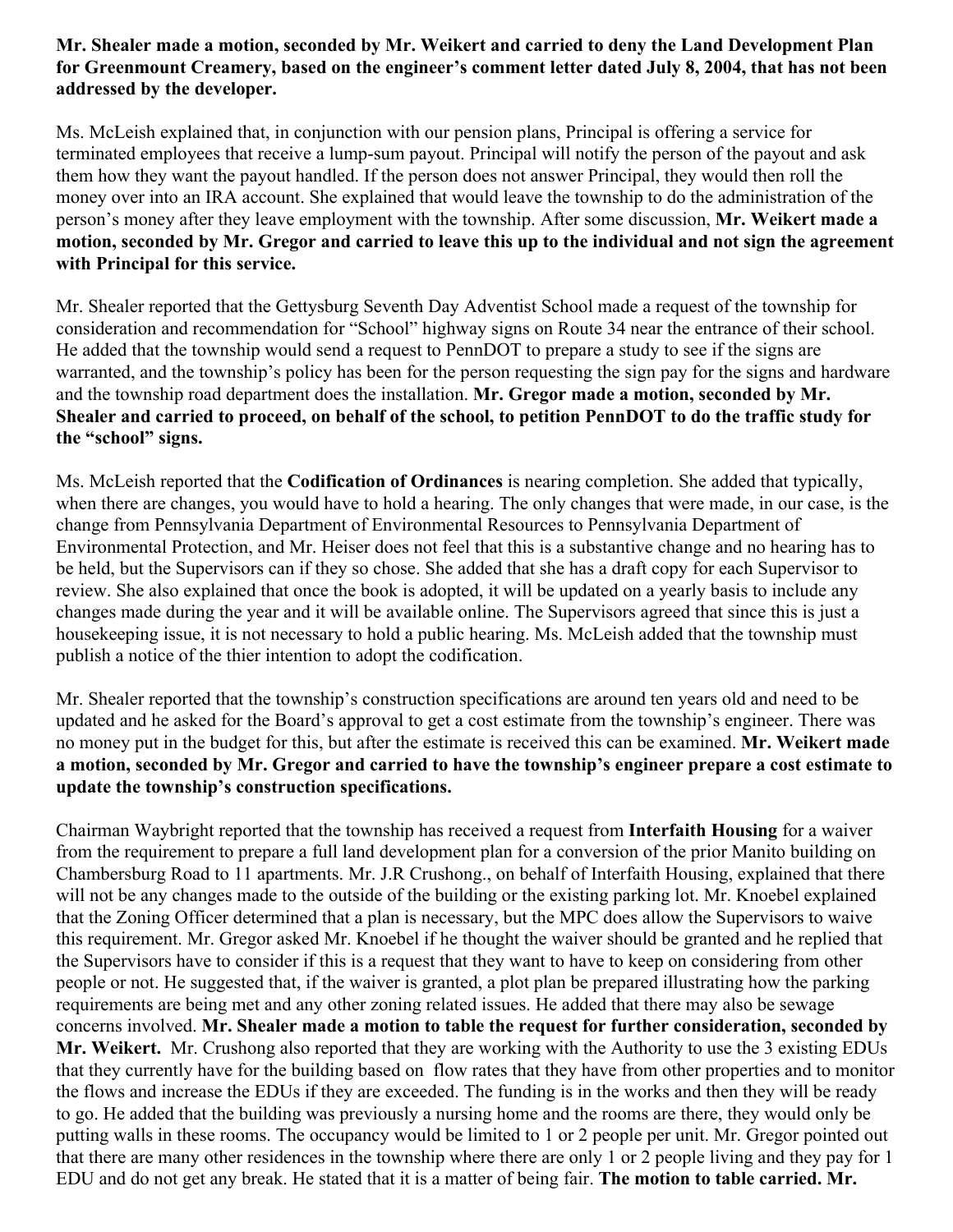**Mr. Shealer made a motion, seconded by Mr. Weikert and carried to deny the Land Development Plan for Greenmount Creamery, based on the engineer's comment letter dated July 8, 2004, that has not been addressed by the developer.**

Ms. McLeish explained that, in conjunction with our pension plans, Principal is offering a service for terminated employees that receive a lump-sum payout. Principal will notify the person of the payout and ask them how they want the payout handled. If the person does not answer Principal, they would then roll the money over into an IRA account. She explained that would leave the township to do the administration of the person's money after they leave employment with the township. After some discussion, **Mr. Weikert made a motion, seconded by Mr. Gregor and carried to leave this up to the individual and not sign the agreement with Principal for this service.**

Mr. Shealer reported that the Gettysburg Seventh Day Adventist School made a request of the township for consideration and recommendation for "School" highway signs on Route 34 near the entrance of their school. He added that the township would send a request to PennDOT to prepare a study to see if the signs are warranted, and the township's policy has been for the person requesting the sign pay for the signs and hardware and the township road department does the installation. **Mr. Gregor made a motion, seconded by Mr. Shealer and carried to proceed, on behalf of the school, to petition PennDOT to do the traffic study for the "school" signs.**

Ms. McLeish reported that the **Codification of Ordinances** is nearing completion. She added that typically, when there are changes, you would have to hold a hearing. The only changes that were made, in our case, is the change from Pennsylvania Department of Environmental Resources to Pennsylvania Department of Environmental Protection, and Mr. Heiser does not feel that this is a substantive change and no hearing has to be held, but the Supervisors can if they so chose. She added that she has a draft copy for each Supervisor to review. She also explained that once the book is adopted, it will be updated on a yearly basis to include any changes made during the year and it will be available online. The Supervisors agreed that since this is just a housekeeping issue, it is not necessary to hold a public hearing. Ms. McLeish added that the township must publish a notice of the thier intention to adopt the codification.

Mr. Shealer reported that the township's construction specifications are around ten years old and need to be updated and he asked for the Board's approval to get a cost estimate from the township's engineer. There was no money put in the budget for this, but after the estimate is received this can be examined. **Mr. Weikert made a motion, seconded by Mr. Gregor and carried to have the township's engineer prepare a cost estimate to update the township's construction specifications.**

Chairman Waybright reported that the township has received a request from **Interfaith Housing** for a waiver from the requirement to prepare a full land development plan for a conversion of the prior Manito building on Chambersburg Road to 11 apartments. Mr. J.R Crushong., on behalf of Interfaith Housing, explained that there will not be any changes made to the outside of the building or the existing parking lot. Mr. Knoebel explained that the Zoning Officer determined that a plan is necessary, but the MPC does allow the Supervisors to waive this requirement. Mr. Gregor asked Mr. Knoebel if he thought the waiver should be granted and he replied that the Supervisors have to consider if this is a request that they want to have to keep on considering from other people or not. He suggested that, if the waiver is granted, a plot plan be prepared illustrating how the parking requirements are being met and any other zoning related issues. He added that there may also be sewage concerns involved. **Mr. Shealer made a motion to table the request for further consideration, seconded by Mr. Weikert.** Mr. Crushong also reported that they are working with the Authority to use the 3 existing EDUs that they currently have for the building based on flow rates that they have from other properties and to monitor the flows and increase the EDUs if they are exceeded. The funding is in the works and then they will be ready to go. He added that the building was previously a nursing home and the rooms are there, they would only be putting walls in these rooms. The occupancy would be limited to 1 or 2 people per unit. Mr. Gregor pointed out that there are many other residences in the township where there are only 1 or 2 people living and they pay for 1 EDU and do not get any break. He stated that it is a matter of being fair. **The motion to table carried. Mr.**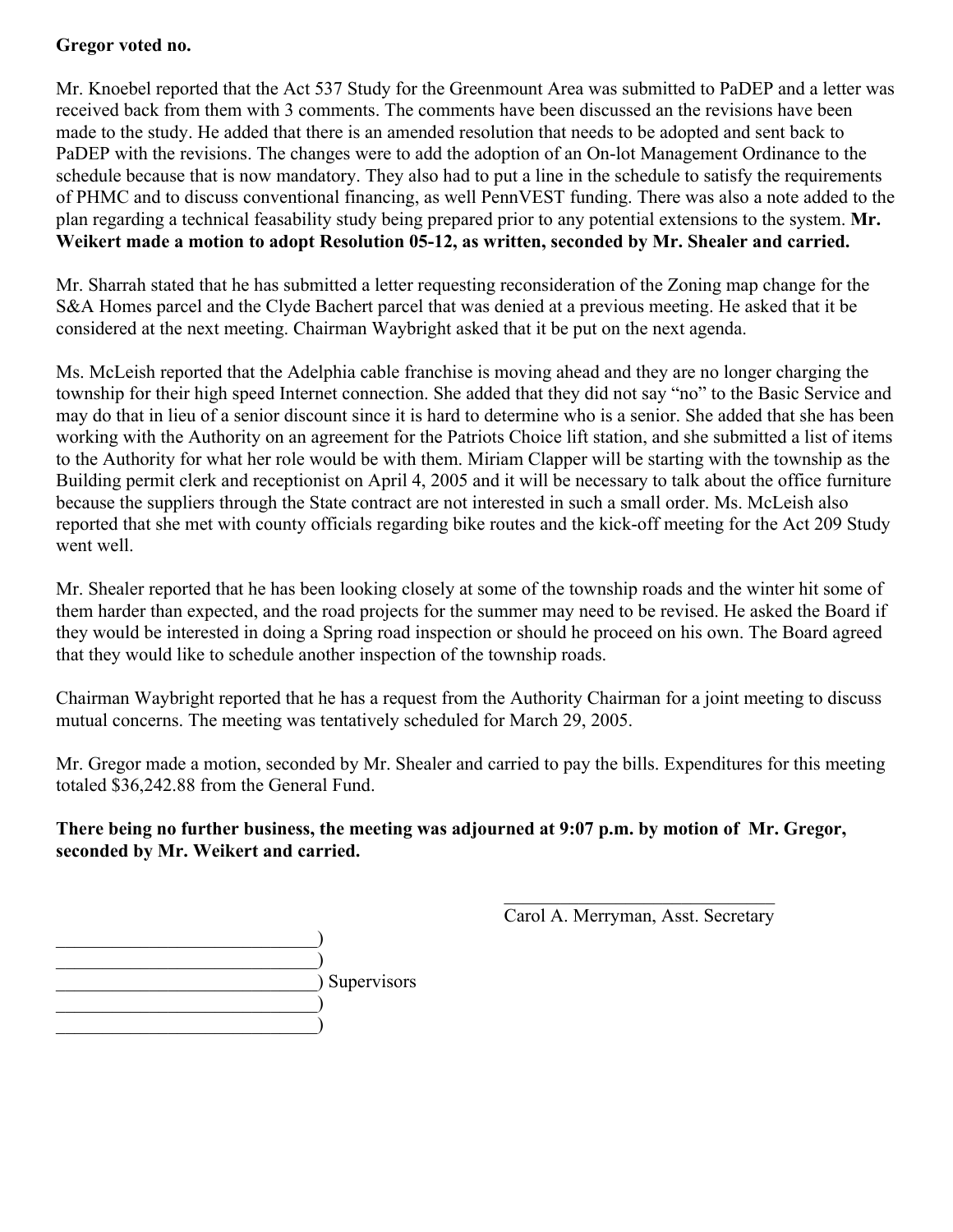**Gregor voted no.**

Mr. Knoebel reported that the Act 537 Study for the Greenmount Area was submitted to PaDEP and a letter was received back from them with 3 comments. The comments have been discussed an the revisions have been made to the study. He added that there is an amended resolution that needs to be adopted and sent back to PaDEP with the revisions. The changes were to add the adoption of an On-lot Management Ordinance to the schedule because that is now mandatory. They also had to put a line in the schedule to satisfy the requirements of PHMC and to discuss conventional financing, as well PennVEST funding. There was also a note added to the plan regarding a technical feasability study being prepared prior to any potential extensions to the system. **Mr. Weikert made a motion to adopt Resolution 05-12, as written, seconded by Mr. Shealer and carried.**

Mr. Sharrah stated that he has submitted a letter requesting reconsideration of the Zoning map change for the S&A Homes parcel and the Clyde Bachert parcel that was denied at a previous meeting. He asked that it be considered at the next meeting. Chairman Waybright asked that it be put on the next agenda.

Ms. McLeish reported that the Adelphia cable franchise is moving ahead and they are no longer charging the township for their high speed Internet connection. She added that they did not say "no" to the Basic Service and may do that in lieu of a senior discount since it is hard to determine who is a senior. She added that she has been working with the Authority on an agreement for the Patriots Choice lift station, and she submitted a list of items to the Authority for what her role would be with them. Miriam Clapper will be starting with the township as the Building permit clerk and receptionist on April 4, 2005 and it will be necessary to talk about the office furniture because the suppliers through the State contract are not interested in such a small order. Ms. McLeish also reported that she met with county officials regarding bike routes and the kick-off meeting for the Act 209 Study went well.

Mr. Shealer reported that he has been looking closely at some of the township roads and the winter hit some of them harder than expected, and the road projects for the summer may need to be revised. He asked the Board if they would be interested in doing a Spring road inspection or should he proceed on his own. The Board agreed that they would like to schedule another inspection of the township roads.

Chairman Waybright reported that he has a request from the Authority Chairman for a joint meeting to discuss mutual concerns. The meeting was tentatively scheduled for March 29, 2005.

Mr. Gregor made a motion, seconded by Mr. Shealer and carried to pay the bills. Expenditures for this meeting totaled $36,242.88 from the General Fund.

**There being no further business, the meeting was adjourned at 9:07 p.m. by motion of Mr. Gregor, seconded by Mr. Weikert and carried.**

\_\_\_\_\_\_\_\_\_\_\_\_\_\_\_\_\_\_\_\_\_\_\_\_\_\_\_\_\_\_
Carol A. Merryman, Asst. Secretary

\_\_\_\_\_\_\_\_\_\_\_\_\_\_\_\_\_\_\_\_\_\_\_\_\_\_\_\_\_\_)
\_\_\_\_\_\_\_\_\_\_\_\_\_\_\_\_\_\_\_\_\_\_\_\_\_\_\_\_\_\_)
\_\_\_\_\_\_\_\_\_\_\_\_\_\_\_\_\_\_\_\_\_\_\_\_\_\_\_\_\_\_) Supervisors
\_\_\_\_\_\_\_\_\_\_\_\_\_\_\_\_\_\_\_\_\_\_\_\_\_\_\_\_\_\_)
\_\_\_\_\_\_\_\_\_\_\_\_\_\_\_\_\_\_\_\_\_\_\_\_\_\_\_\_\_\_)